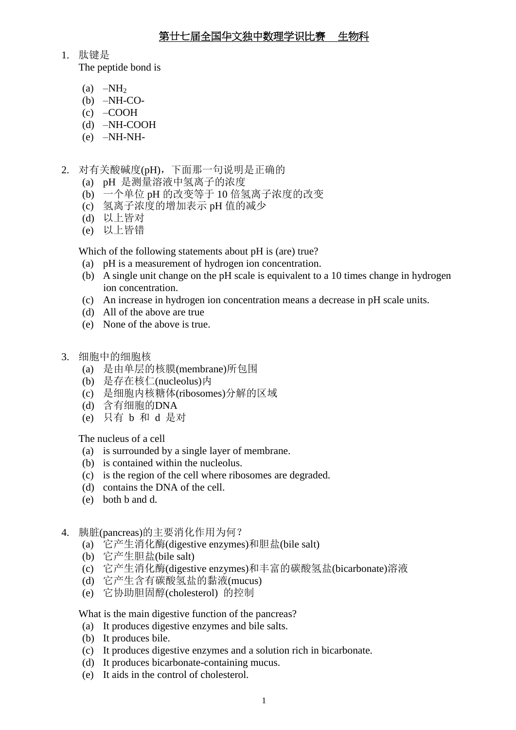# 第廿七届全国华文独中数理学识比赛　生物科

1. 肽键是
   The peptide bond is

   (a) $–NH_2$
   (b) –NH-CO-
   (c) –COOH
   (d) –NH-COOH
   (e) –NH-NH-

2. 对有关酸碱度(pH)，下面那一句说明是正确的
   (a) pH 是测量溶液中氢离子的浓度
   (b) 一个单位 pH 的改变等于 10 倍氢离子浓度的改变
   (c) 氢离子浓度的增加表示 pH 值的减少
   (d) 以上皆对
   (e) 以上皆错

   Which of the following statements about pH is (are) true?
   (a) pH is a measurement of hydrogen ion concentration.
   (b) A single unit change on the pH scale is equivalent to a 10 times change in hydrogen ion concentration.
   (c) An increase in hydrogen ion concentration means a decrease in pH scale units.
   (d) All of the above are true
   (e) None of the above is true.

3. 细胞中的细胞核
   (a) 是由单层的核膜(membrane)所包围
   (b) 是存在核仁(nucleolus)内
   (c) 是细胞内核糖体(ribosomes)分解的区域
   (d) 含有细胞的DNA
   (e) 只有 b 和 d 是对

   The nucleus of a cell
   (a) is surrounded by a single layer of membrane.
   (b) is contained within the nucleolus.
   (c) is the region of the cell where ribosomes are degraded.
   (d) contains the DNA of the cell.
   (e) both b and d.

4. 胰脏(pancreas)的主要消化作用为何？
   (a) 它产生消化酶(digestive enzymes)和胆盐(bile salt)
   (b) 它产生胆盐(bile salt)
   (c) 它产生消化酶(digestive enzymes)和丰富的碳酸氢盐(bicarbonate)溶液
   (d) 它产生含有碳酸氢盐的黏液(mucus)
   (e) 它协助胆固醇(cholesterol) 的控制

   What is the main digestive function of the pancreas?
   (a) It produces digestive enzymes and bile salts.
   (b) It produces bile.
   (c) It produces digestive enzymes and a solution rich in bicarbonate.
   (d) It produces bicarbonate-containing mucus.
   (e) It aids in the control of cholesterol.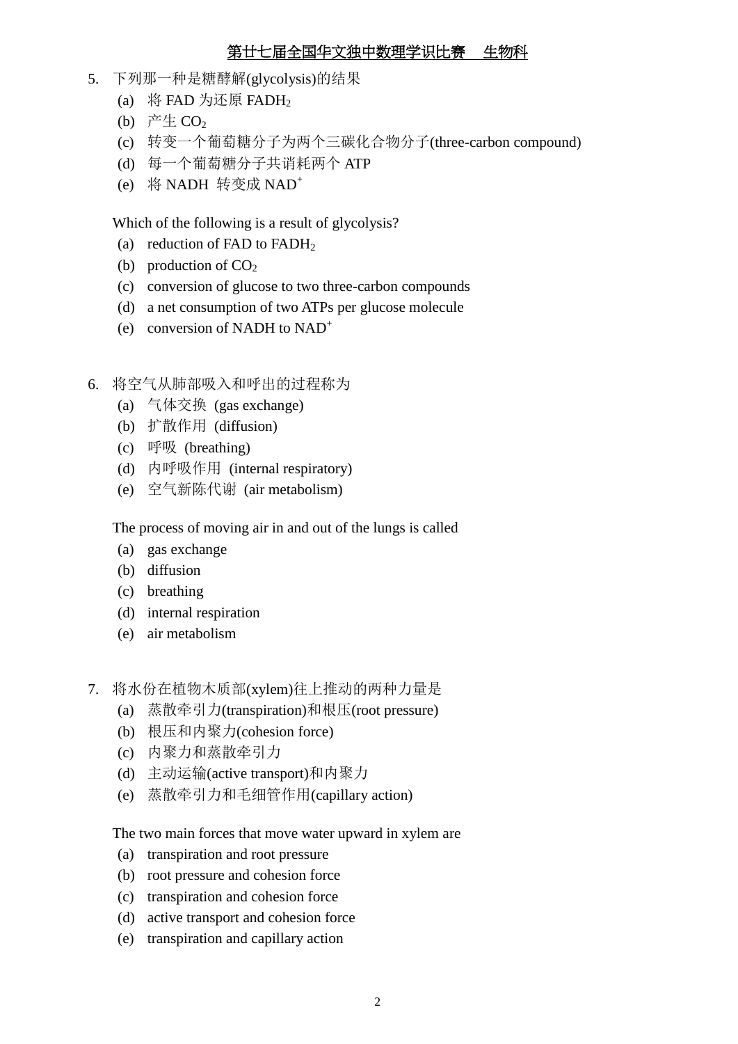5. 下列那一种是糖酵解(glycolysis)的结果
   (a) 将 FAD 为还原 $FADH_2$
   (b) 产生 $CO_2$
   (c) 转变一个葡萄糖分子为两个三碳化合物分子(three-carbon compound)
   (d) 每一个葡萄糖分子共消耗两个 ATP
   (e) 将 NADH 转变成 $NAD^+$

   Which of the following is a result of glycolysis?
   (a) reduction of FAD to $FADH_2$
   (b) production of $CO_2$
   (c) conversion of glucose to two three-carbon compounds
   (d) a net consumption of two ATPs per glucose molecule
   (e) conversion of NADH to $NAD^+$

6. 将空气从肺部吸入和呼出的过程称为
   (a) 气体交换 (gas exchange)
   (b) 扩散作用 (diffusion)
   (c) 呼吸 (breathing)
   (d) 内呼吸作用 (internal respiratory)
   (e) 空气新陈代谢 (air metabolism)

   The process of moving air in and out of the lungs is called
   (a) gas exchange
   (b) diffusion
   (c) breathing
   (d) internal respiration
   (e) air metabolism

7. 将水份在植物木质部(xylem)往上推动的两种力量是
   (a) 蒸散牵引力(transpiration)和根压(root pressure)
   (b) 根压和内聚力(cohesion force)
   (c) 内聚力和蒸散牵引力
   (d) 主动运输(active transport)和内聚力
   (e) 蒸散牵引力和毛细管作用(capillary action)

   The two main forces that move water upward in xylem are
   (a) transpiration and root pressure
   (b) root pressure and cohesion force
   (c) transpiration and cohesion force
   (d) active transport and cohesion force
   (e) transpiration and capillary action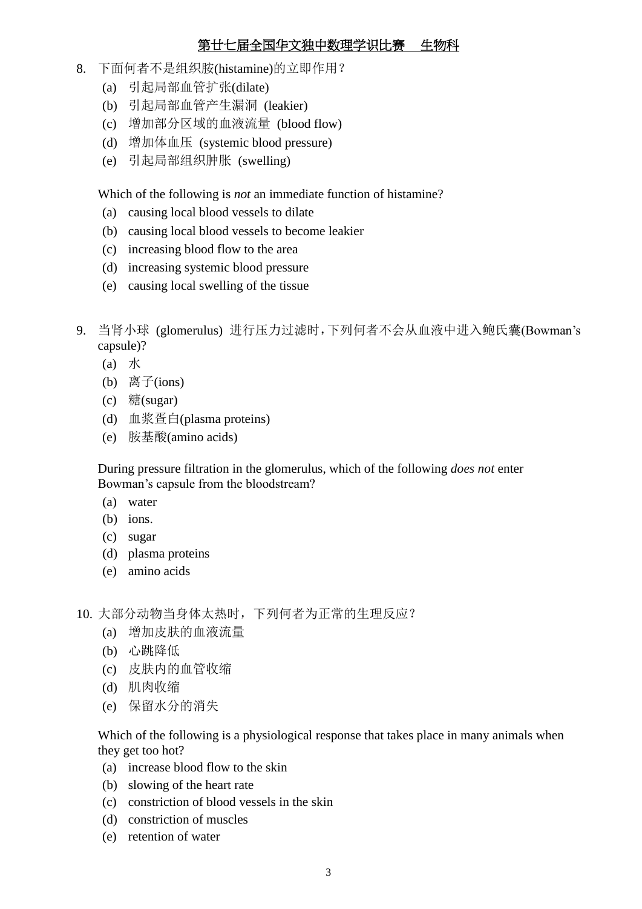8. 下面何者不是组织胺(histamine)的立即作用？
   (a) 引起局部血管扩张(dilate)
   (b) 引起局部血管产生漏洞 (leakier)
   (c) 增加部分区域的血液流量 (blood flow)
   (d) 增加体血压 (systemic blood pressure)
   (e) 引起局部组织肿胀 (swelling)

   Which of the following is *not* an immediate function of histamine?
   (a) causing local blood vessels to dilate
   (b) causing local blood vessels to become leakier
   (c) increasing blood flow to the area
   (d) increasing systemic blood pressure
   (e) causing local swelling of the tissue

9. 当肾小球 (glomerulus) 进行压力过滤时，下列何者不会从血液中进入鲍氏囊(Bowman's capsule)?
   (a) 水
   (b) 离子(ions)
   (c) 糖(sugar)
   (d) 血浆蛋白(plasma proteins)
   (e) 胺基酸(amino acids)

   During pressure filtration in the glomerulus, which of the following *does not* enter Bowman's capsule from the bloodstream?
   (a) water
   (b) ions.
   (c) sugar
   (d) plasma proteins
   (e) amino acids

10. 大部分动物当身体太热时，下列何者为正常的生理反应？
    (a) 增加皮肤的血液流量
    (b) 心跳降低
    (c) 皮肤内的血管收缩
    (d) 肌肉收缩
    (e) 保留水分的消失

    Which of the following is a physiological response that takes place in many animals when they get too hot?
    (a) increase blood flow to the skin
    (b) slowing of the heart rate
    (c) constriction of blood vessels in the skin
    (d) constriction of muscles
    (e) retention of water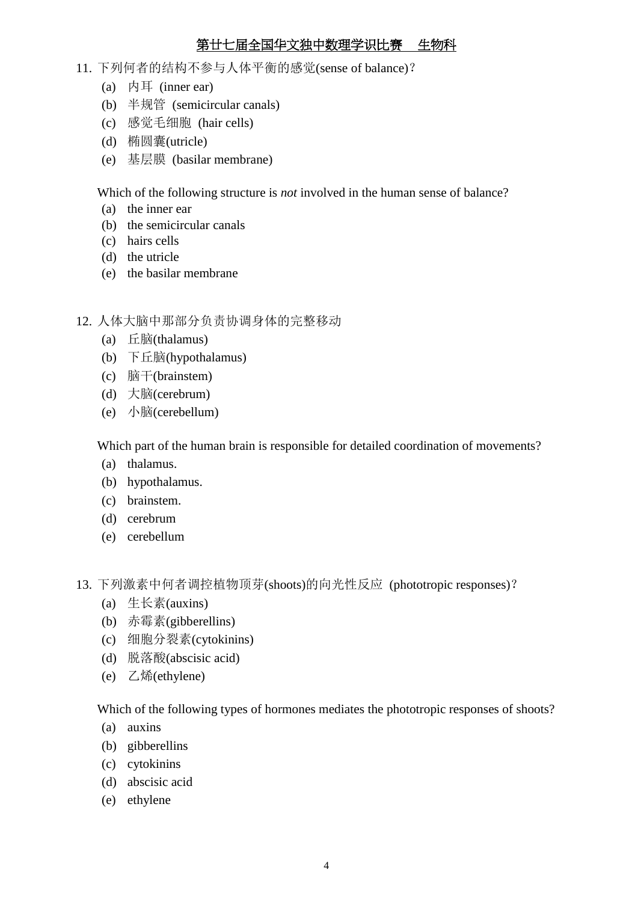11. 下列何者的结构不参与人体平衡的感觉(sense of balance)?
   (a) 内耳 (inner ear)
   (b) 半规管 (semicircular canals)
   (c) 感觉毛细胞 (hair cells)
   (d) 椭圆囊(utricle)
   (e) 基层膜 (basilar membrane)

   Which of the following structure is *not* involved in the human sense of balance?
   (a) the inner ear
   (b) the semicircular canals
   (c) hairs cells
   (d) the utricle
   (e) the basilar membrane

12. 人体大脑中那部分负责协调身体的完整移动
   (a) 丘脑(thalamus)
   (b) 下丘脑(hypothalamus)
   (c) 脑干(brainstem)
   (d) 大脑(cerebrum)
   (e) 小脑(cerebellum)

   Which part of the human brain is responsible for detailed coordination of movements?
   (a) thalamus.
   (b) hypothalamus.
   (c) brainstem.
   (d) cerebrum
   (e) cerebellum

13. 下列激素中何者调控植物顶芽(shoots)的向光性反应 (phototropic responses)?
   (a) 生长素(auxins)
   (b) 赤霉素(gibberellins)
   (c) 细胞分裂素(cytokinins)
   (d) 脱落酸(abscisic acid)
   (e) 乙烯(ethylene)

   Which of the following types of hormones mediates the phototropic responses of shoots?
   (a) auxins
   (b) gibberellins
   (c) cytokinins
   (d) abscisic acid
   (e) ethylene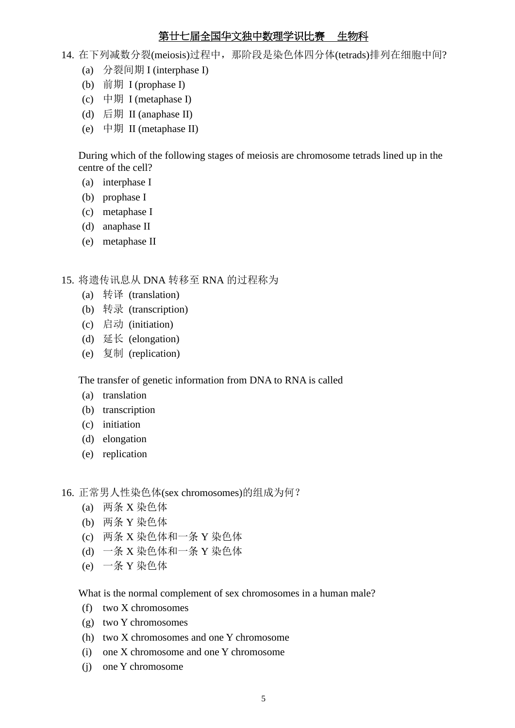14. 在下列减数分裂(meiosis)过程中，那阶段是染色体四分体(tetrads)排列在细胞中间?
   - (a) 分裂间期 I (interphase I)
   - (b) 前期 I (prophase I)
   - (c) 中期 I (metaphase I)
   - (d) 后期 II (anaphase II)
   - (e) 中期 II (metaphase II)

   During which of the following stages of meiosis are chromosome tetrads lined up in the centre of the cell?
   - (a) interphase I
   - (b) prophase I
   - (c) metaphase I
   - (d) anaphase II
   - (e) metaphase II

15. 将遗传讯息从 DNA 转移至 RNA 的过程称为
   - (a) 转译 (translation)
   - (b) 转录 (transcription)
   - (c) 启动 (initiation)
   - (d) 延长 (elongation)
   - (e) 复制 (replication)

   The transfer of genetic information from DNA to RNA is called
   - (a) translation
   - (b) transcription
   - (c) initiation
   - (d) elongation
   - (e) replication

16. 正常男人性染色体(sex chromosomes)的组成为何？
   - (a) 两条 X 染色体
   - (b) 两条 Y 染色体
   - (c) 两条 X 染色体和一条 Y 染色体
   - (d) 一条 X 染色体和一条 Y 染色体
   - (e) 一条 Y 染色体

   What is the normal complement of sex chromosomes in a human male?
   - (f) two X chromosomes
   - (g) two Y chromosomes
   - (h) two X chromosomes and one Y chromosome
   - (i) one X chromosome and one Y chromosome
   - (j) one Y chromosome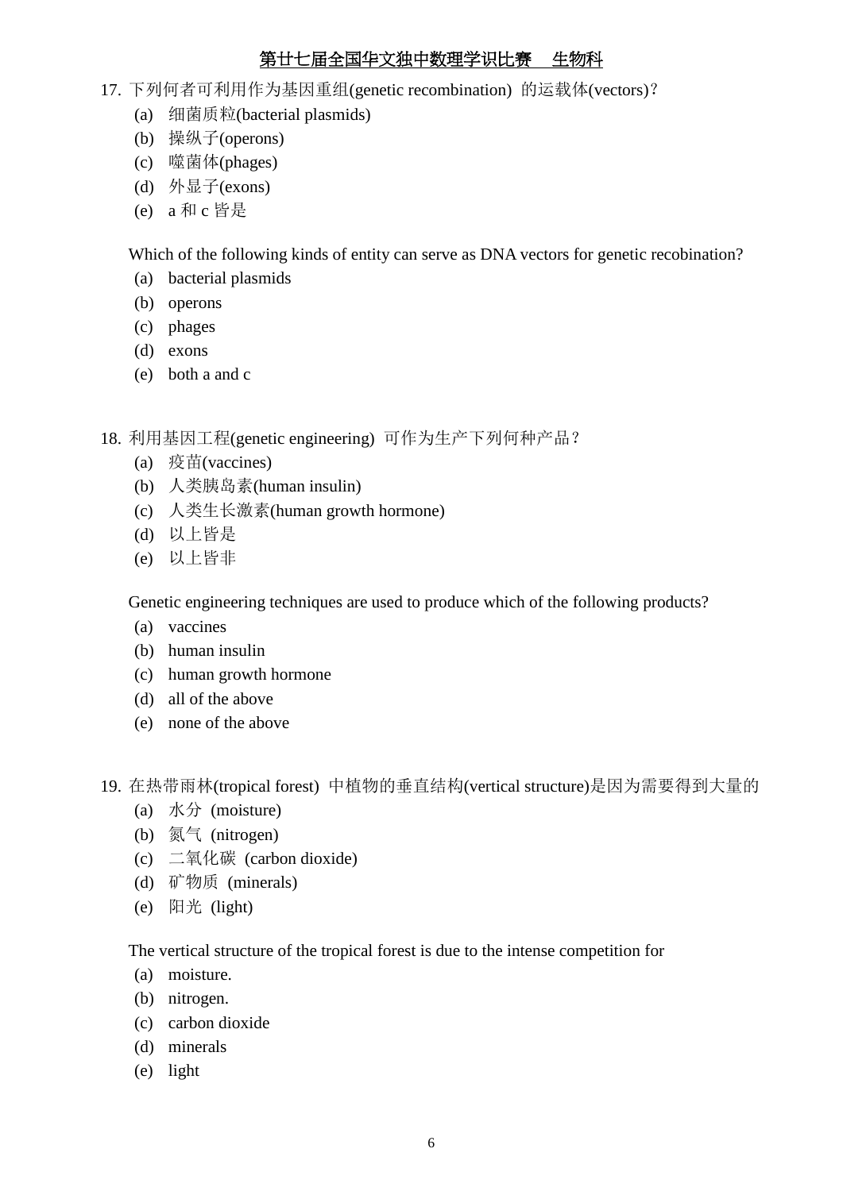17. 下列何者可利用作为基因重组(genetic recombination) 的运载体(vectors)?

(a) 细菌质粒(bacterial plasmids)
(b) 操纵子(operons)
(c) 噬菌体(phages)
(d) 外显子(exons)
(e) a 和 c 皆是

Which of the following kinds of entity can serve as DNA vectors for genetic recobination?

(a) bacterial plasmids
(b) operons
(c) phages
(d) exons
(e) both a and c

18. 利用基因工程(genetic engineering) 可作为生产下列何种产品?

(a) 疫苗(vaccines)
(b) 人类胰岛素(human insulin)
(c) 人类生长激素(human growth hormone)
(d) 以上皆是
(e) 以上皆非

Genetic engineering techniques are used to produce which of the following products?

(a) vaccines
(b) human insulin
(c) human growth hormone
(d) all of the above
(e) none of the above

19. 在热带雨林(tropical forest) 中植物的垂直结构(vertical structure)是因为需要得到大量的

(a) 水分 (moisture)
(b) 氮气 (nitrogen)
(c) 二氧化碳 (carbon dioxide)
(d) 矿物质 (minerals)
(e) 阳光 (light)

The vertical structure of the tropical forest is due to the intense competition for

(a) moisture.
(b) nitrogen.
(c) carbon dioxide
(d) minerals
(e) light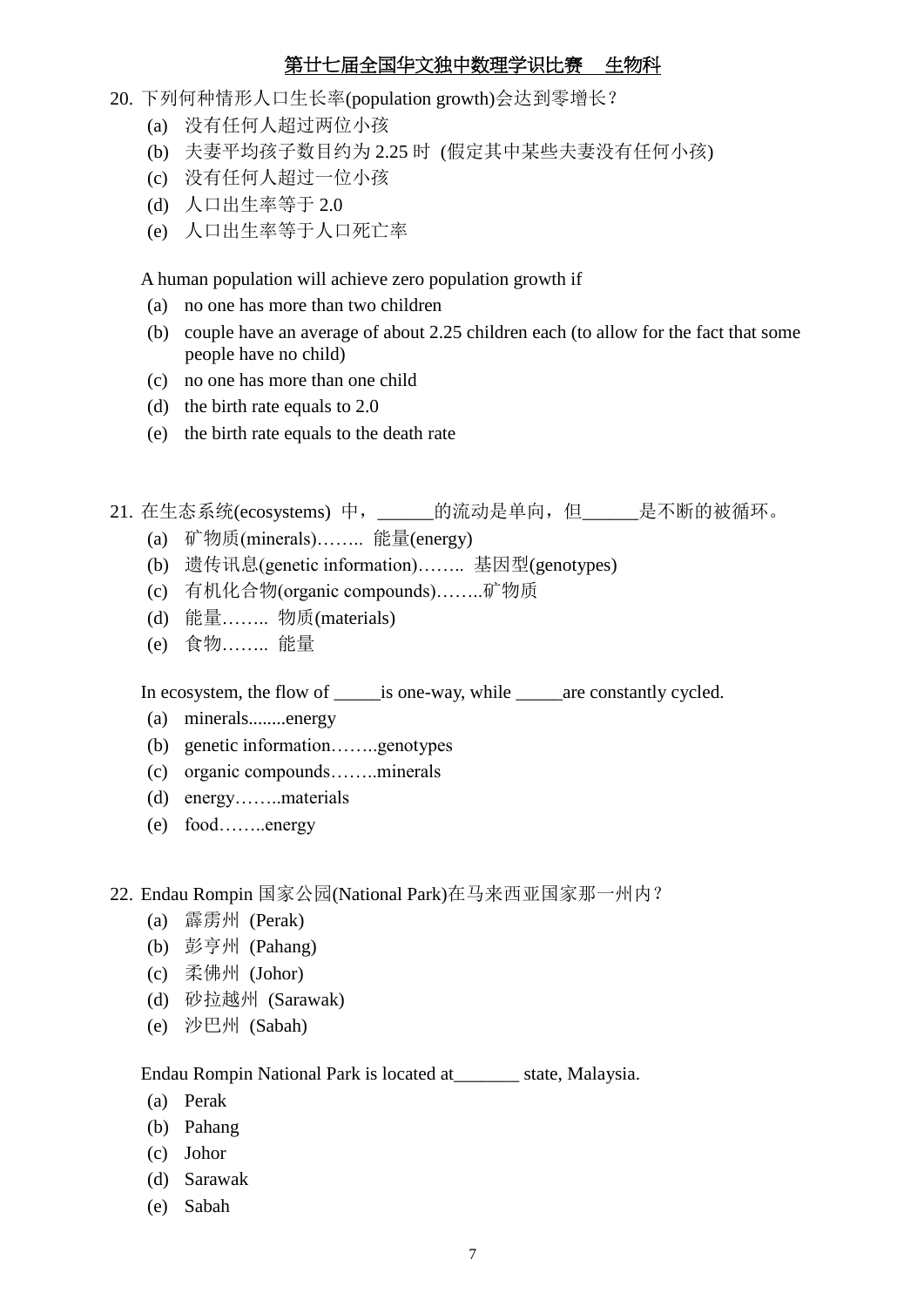20. 下列何种情形人口生长率(population growth)会达到零增长？
    (a) 没有任何人超过两位小孩
    (b) 夫妻平均孩子数目约为 2.25 时 (假定其中某些夫妻没有任何小孩)
    (c) 没有任何人超过一位小孩
    (d) 人口出生率等于 2.0
    (e) 人口出生率等于人口死亡率

    A human population will achieve zero population growth if
    (a) no one has more than two children
    (b) couple have an average of about 2.25 children each (to allow for the fact that some people have no child)
    (c) no one has more than one child
    (d) the birth rate equals to 2.0
    (e) the birth rate equals to the death rate

21. 在生态系统(ecosystems) 中，______的流动是单向，但______是不断的被循环。
    (a) 矿物质(minerals)…….. 能量(energy)
    (b) 遗传讯息(genetic information)…….. 基因型(genotypes)
    (c) 有机化合物(organic compounds)……..矿物质
    (d) 能量…….. 物质(materials)
    (e) 食物…….. 能量

    In ecosystem, the flow of _____is one-way, while _____are constantly cycled.
    (a) minerals........energy
    (b) genetic information……..genotypes
    (c) organic compounds……..minerals
    (d) energy……..materials
    (e) food……..energy

22. Endau Rompin 国家公园(National Park)在马来西亚国家那一州内？
    (a) 霹雳州 (Perak)
    (b) 彭亨州 (Pahang)
    (c) 柔佛州 (Johor)
    (d) 砂拉越州 (Sarawak)
    (e) 沙巴州 (Sabah)

    Endau Rompin National Park is located at_______ state, Malaysia.
    (a) Perak
    (b) Pahang
    (c) Johor
    (d) Sarawak
    (e) Sabah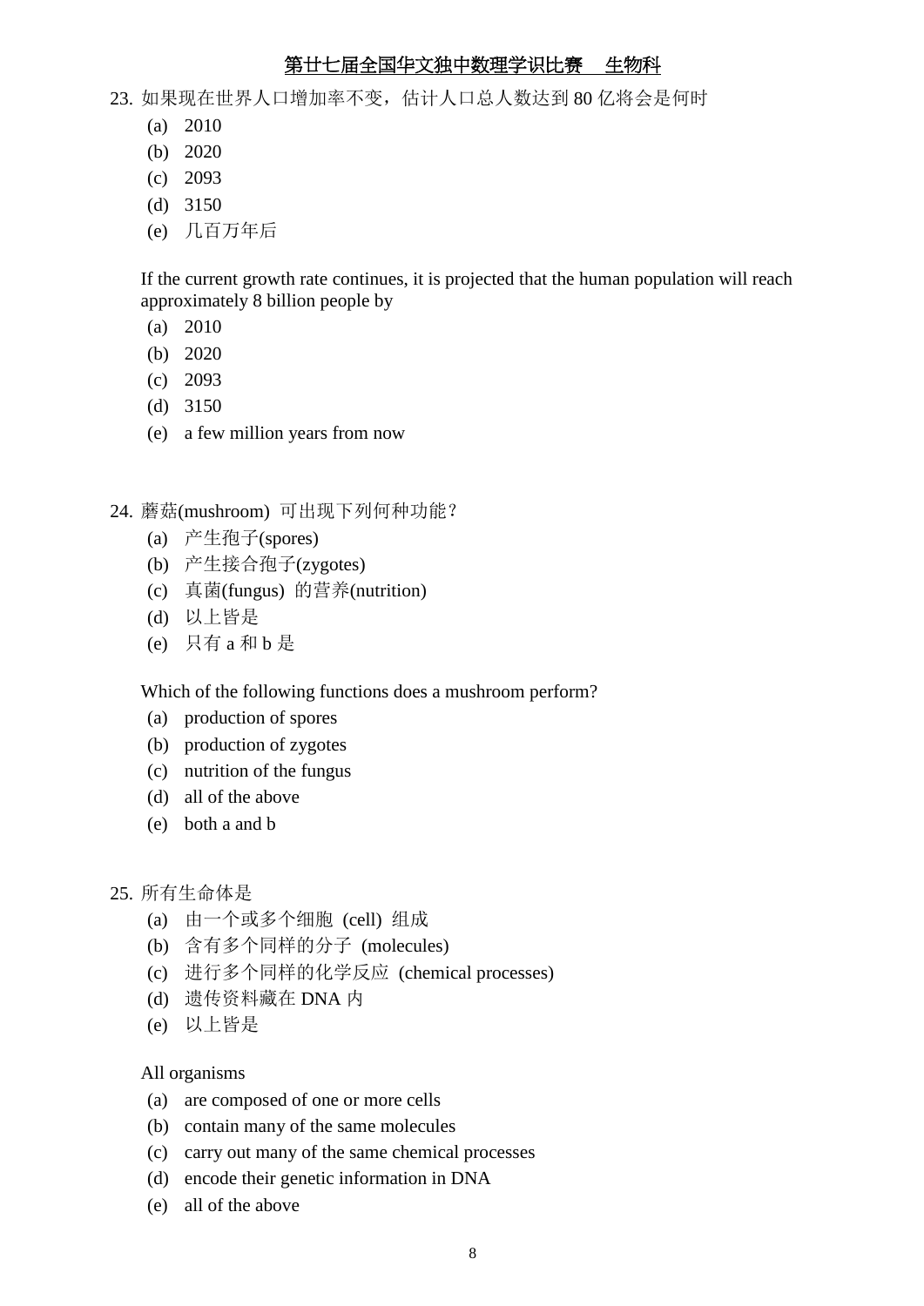23. 如果现在世界人口增加率不变，估计人口总人数达到 80 亿将会是何时
    - (a) 2010
    - (b) 2020
    - (c) 2093
    - (d) 3150
    - (e) 几百万年后

    If the current growth rate continues, it is projected that the human population will reach approximately 8 billion people by
    - (a) 2010
    - (b) 2020
    - (c) 2093
    - (d) 3150
    - (e) a few million years from now

24. 蘑菇(mushroom) 可出现下列何种功能？
    - (a) 产生孢子(spores)
    - (b) 产生接合孢子(zygotes)
    - (c) 真菌(fungus) 的营养(nutrition)
    - (d) 以上皆是
    - (e) 只有 a 和 b 是

    Which of the following functions does a mushroom perform?
    - (a) production of spores
    - (b) production of zygotes
    - (c) nutrition of the fungus
    - (d) all of the above
    - (e) both a and b

25. 所有生命体是
    - (a) 由一个或多个细胞 (cell) 组成
    - (b) 含有多个同样的分子 (molecules)
    - (c) 进行多个同样的化学反应 (chemical processes)
    - (d) 遗传资料藏在 DNA 内
    - (e) 以上皆是

    All organisms
    - (a) are composed of one or more cells
    - (b) contain many of the same molecules
    - (c) carry out many of the same chemical processes
    - (d) encode their genetic information in DNA
    - (e) all of the above